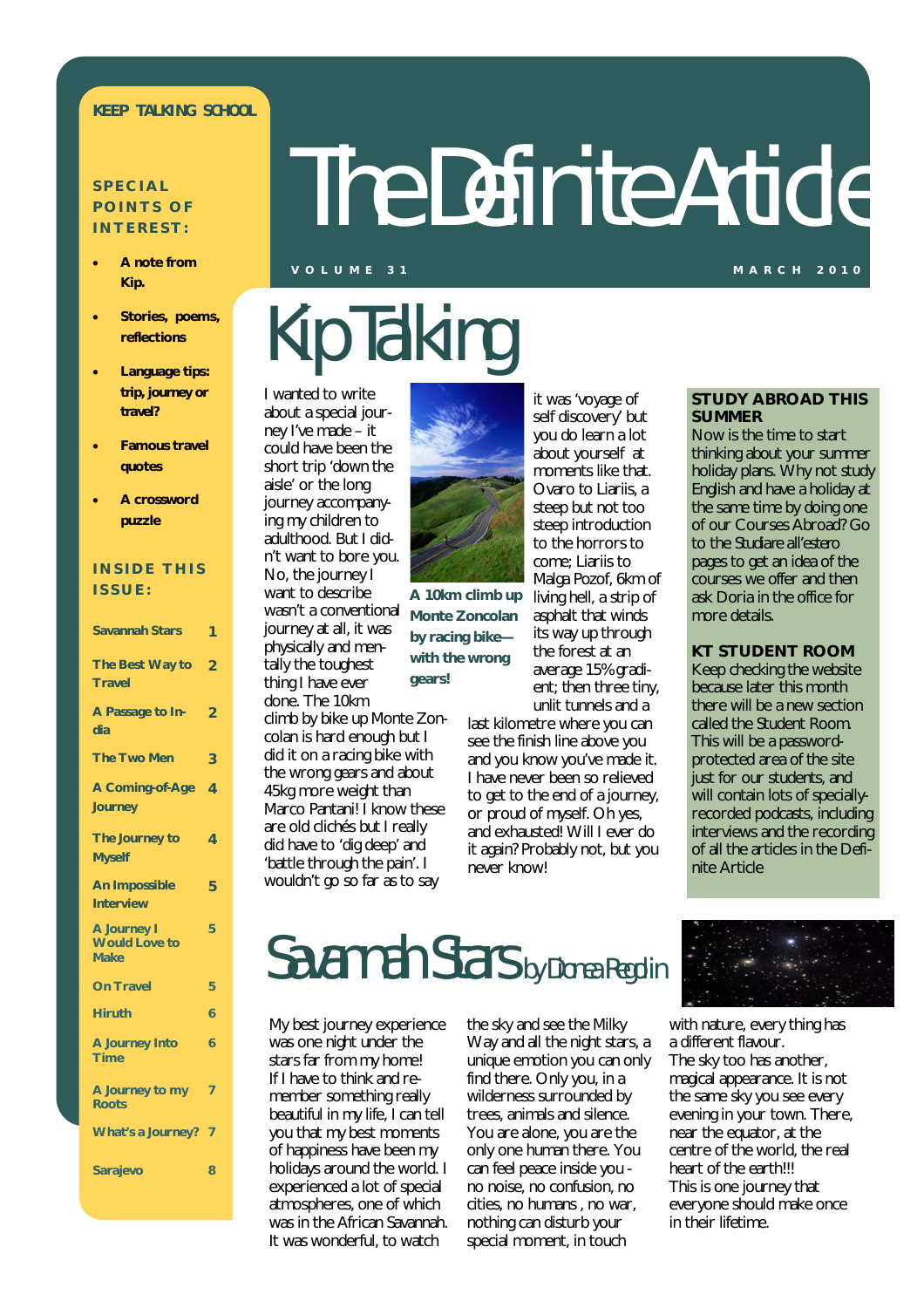KEEP TALKING SCHOOL

# The Definite Article

VOLUME 31 — MARCH 2010

**SPECIAL POINTS OF INTEREST:**

- **A note from Kip.**
- **Stories, poems, reflections**
- **Language tips: trip, journey or travel?**
- **Famous travel quotes**
- **A crossword puzzle**

**INSIDE THIS ISSUE:**

| | |
|---|---|
| Savannah Stars | 1 |
| The Best Way to Travel | 2 |
| A Passage to India | 2 |
| The Two Men | 3 |
| A Coming-of-Age Journey | 4 |
| The Journey to Myself | 4 |
| An Impossible Interview | 5 |
| A Journey I Would Love to Make | 5 |
| On Travel | 5 |
| Hiruth | 6 |
| A Journey Into Time | 6 |
| A Journey to my Roots | 7 |
| What's a Journey? | 7 |
| Sarajevo | 8 |

## Kip Talking

I wanted to write about a special journey I've made – it could have been the short trip 'down the aisle' or the long journey accompanying my children to adulthood. But I didn't want to bore you. No, the journey I want to describe wasn't a conventional journey at all, it was physically and mentally the toughest thing I have ever done. The 10km climb by bike up Monte Zoncolan is hard enough but I did it on a racing bike with the wrong gears and about 45kg more weight than Marco Pantani! I know these are old clichés but I really did have to 'dig deep' and 'battle through the pain'. I wouldn't go so far as to say it was 'voyage of self discovery' but you do learn a lot about yourself at moments like that. Ovaro to Liariis, a steep but not too steep introduction to the horrors to come; Liariis to Malga Pozof, 6km of living hell, a strip of asphalt that winds its way up through the forest at an average 15% gradient; then three tiny, unlit tunnels and a last kilometre where you can see the finish line above you and you know you've made it. I have never been so relieved to get to the end of a journey, or proud of myself. Oh yes, and exhausted! Will I ever do it again? Probably not, but you never know!

**A 10km climb up Monte Zoncolan by racing bike—with the wrong gears!**

### STUDY ABROAD THIS SUMMER

Now is the time to start thinking about your summer holiday plans. Why not study English and have a holiday at the same time by doing one of our Courses Abroad? Go to the Studiare all'estero pages to get an idea of the courses we offer and then ask Doria in the office for more details.

### KT STUDENT ROOM

Keep checking the website because later this month there will be a new section called the Student Room. This will be a password-protected area of the site just for our students, and will contain lots of specially-recorded podcasts, including interviews and the recording of all the articles in the Definite Article

## Savannah Stars by Dionea Reglin

My best journey experience was one night under the stars far from my home! If I have to think and remember something really beautiful in my life, I can tell you that my best moments of happiness have been my holidays around the world. I experienced a lot of special atmospheres, one of which was in the African Savannah. It was wonderful, to watch the sky and see the Milky Way and all the night stars, a unique emotion you can only find there. Only you, in a wilderness surrounded by trees, animals and silence. You are alone, you are the only one human there. You can feel peace inside you - no noise, no confusion, no cities, no humans , no war, nothing can disturb your special moment, in touch with nature, every thing has a different flavour. The sky too has another, magical appearance. It is not the same sky you see every evening in your town. There, near the equator, at the centre of the world, the real heart of the earth!!! This is one journey that everyone should make once in their lifetime.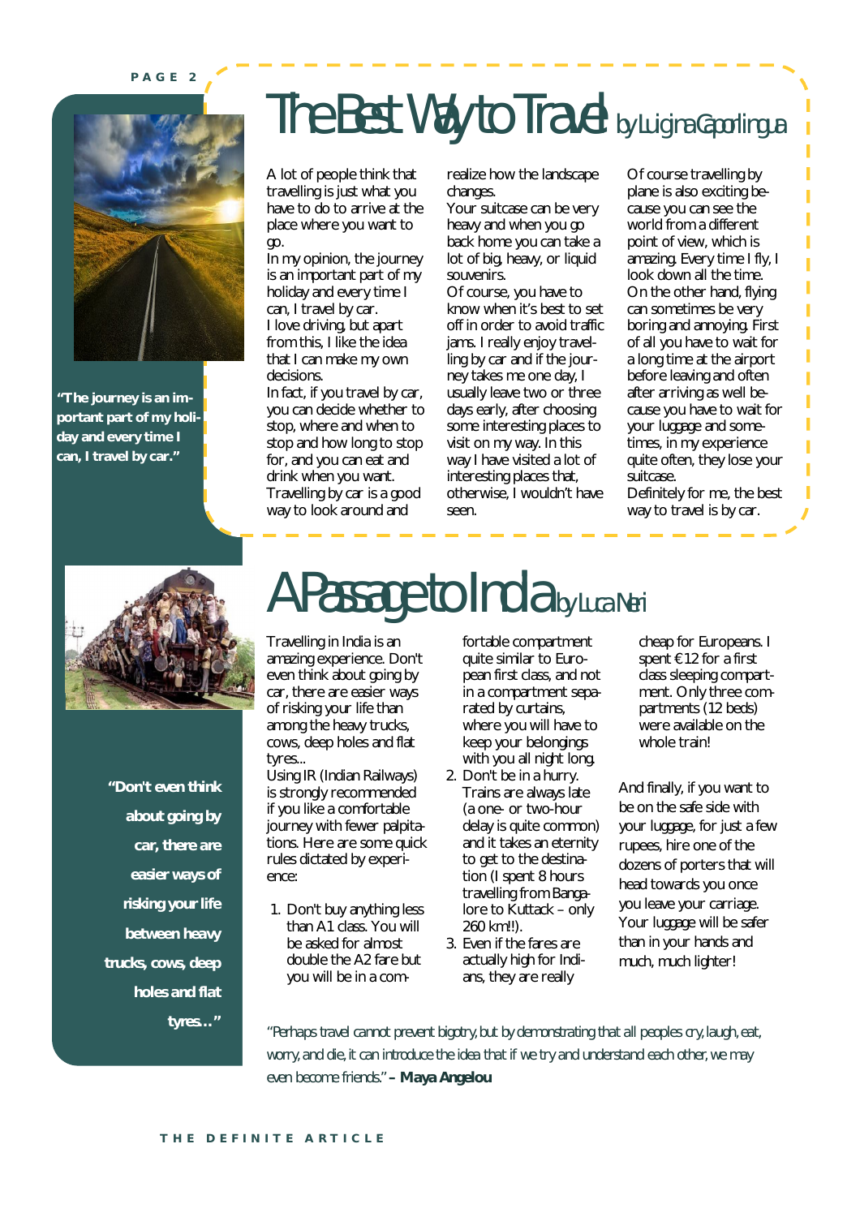# The Best Way to Travel by Luigina Capolingua

> "The journey is an important part of my holiday and every time I can, I travel by car."

A lot of people think that travelling is just what you have to do to arrive at the place where you want to go.

In my opinion, the journey is an important part of my holiday and every time I can, I travel by car.

I love driving, but apart from this, I like the idea that I can make my own decisions.

In fact, if you travel by car, you can decide whether to stop, where and when to stop and how long to stop for, and you can eat and drink when you want.

Travelling by car is a good way to look around and realize how the landscape changes.

Your suitcase can be very heavy and when you go back home you can take a lot of big, heavy, or liquid souvenirs.

Of course, you have to know when it's best to set off in order to avoid traffic jams. I really enjoy travelling by car and if the journey takes me one day, I usually leave two or three days early, after choosing some interesting places to visit on my way. In this way I have visited a lot of interesting places that, otherwise, I wouldn't have seen.

Of course travelling by plane is also exciting because you can see the world from a different point of view, which is amazing. Every time I fly, I look down all the time.

On the other hand, flying can sometimes be very boring and annoying. First of all you have to wait for a long time at the airport before leaving and often after arriving as well because you have to wait for your luggage and sometimes, in my experience quite often, they lose your suitcase.

Definitely for me, the best way to travel is by car.

# A Passage to India by Luca Neri

> "Don't even think about going by car, there are easier ways of risking your life between heavy trucks, cows, deep holes and flat tyres…"

Travelling in India is an amazing experience. Don't even think about going by car, there are easier ways of risking your life than among the heavy trucks, cows, deep holes and flat tyres...

Using IR (Indian Railways) is strongly recommended if you like a comfortable journey with fewer palpitations. Here are some quick rules dictated by experience:

1. Don't buy anything less than A1 class. You will be asked for almost double the A2 fare but you will be in a comfortable compartment quite similar to European first class, and not in a compartment separated by curtains, where you will have to keep your belongings with you all night long.
2. Don't be in a hurry. Trains are always late (a one- or two-hour delay is quite common) and it takes an eternity to get to the destination (I spent 8 hours travelling from Bangalore to Kuttack – only 260 km!!).
3. Even if the fares are actually high for Indians, they are really cheap for Europeans. I spent €12 for a first class sleeping compartment. Only three compartments (12 beds) were available on the whole train!

And finally, if you want to be on the safe side with your luggage, for just a few rupees, hire one of the dozens of porters that will head towards you once you leave your carriage. Your luggage will be safer than in your hands and much, much lighter!

*"Perhaps travel cannot prevent bigotry, but by demonstrating that all peoples cry, laugh, eat, worry, and die, it can introduce the idea that if we try and understand each other, we may even become friends."* **– Maya Angelou**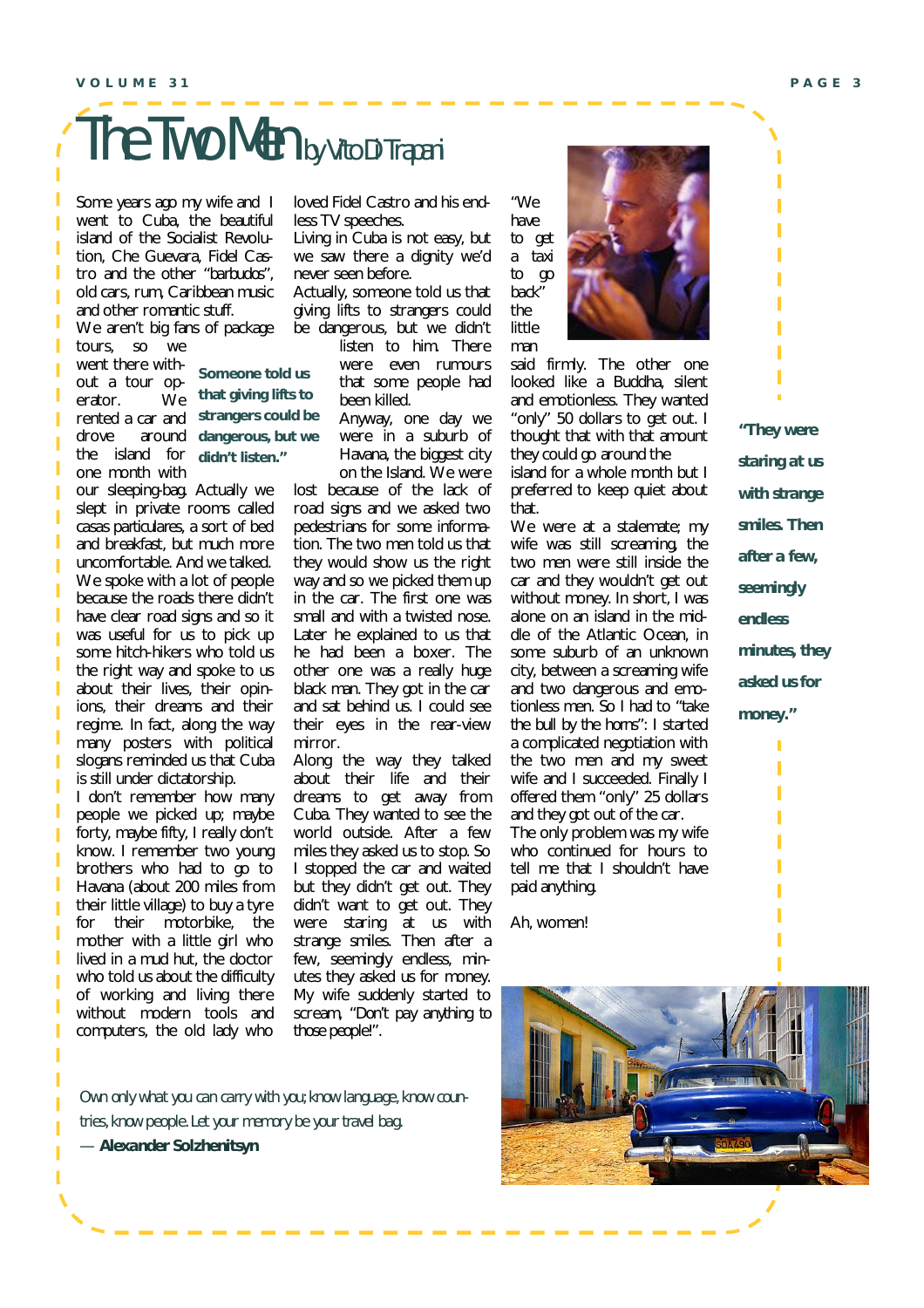# The Two Men by Vito Di Trapani

Some years ago my wife and I went to Cuba, the beautiful island of the Socialist Revolution, Che Guevara, Fidel Castro and the other "barbudos", old cars, rum, Caribbean music and other romantic stuff.

We aren't big fans of package tours, so we went there without a tour operator. We rented a car and drove around the island for one month with our sleeping-bag. Actually we slept in private rooms called casas particulares, a sort of bed and breakfast, but much more uncomfortable. And we talked.

> **Someone told us that giving lifts to strangers could be dangerous, but we didn't listen."**

We spoke with a lot of people because the roads there didn't have clear road signs and so it was useful for us to pick up some hitch-hikers who told us the right way and spoke to us about their lives, their opinions, their dreams and their regime. In fact, along the way many posters with political slogans reminded us that Cuba is still under dictatorship.

I don't remember how many people we picked up; maybe forty, maybe fifty, I really don't know. I remember two young brothers who had to go to Havana (about 200 miles from their little village) to buy a tyre for their motorbike, the mother with a little girl who lived in a mud hut, the doctor who told us about the difficulty of working and living there without modern tools and computers, the old lady who loved Fidel Castro and his endless TV speeches.

Living in Cuba is not easy, but we saw there a dignity we'd never seen before.

Actually, someone told us that giving lifts to strangers could be dangerous, but we didn't listen to him. There were even rumours that some people had been killed.

Anyway, one day we were in a suburb of Havana, the biggest city on the Island. We were lost because of the lack of road signs and we asked two pedestrians for some information. The two men told us that they would show us the right way and so we picked them up in the car. The first one was small and with a twisted nose. Later he explained to us that he had been a boxer. The other one was a really huge black man. They got in the car and sat behind us. I could see their eyes in the rear-view mirror.

Along the way they talked about their life and their dreams to get away from Cuba. They wanted to see the world outside. After a few miles they asked us to stop. So I stopped the car and waited but they didn't get out. They didn't want to get out. They were staring at us with strange smiles. Then after a few, seemingly endless, minutes they asked us for money.

My wife suddenly started to scream, "Don't pay anything to those people!".

"We have to get a taxi to go back" the little man said firmly. The other one looked like a Buddha, silent and emotionless. They wanted "only" 50 dollars to get out. I thought that with that amount they could go around the island for a whole month but I preferred to keep quiet about that.

> **"They were staring at us with strange smiles. Then after a few, seemingly endless minutes, they asked us for money."**

We were at a stalemate; my wife was still screaming, the two men were still inside the car and they wouldn't get out without money. In short, I was alone on an island in the middle of the Atlantic Ocean, in some suburb of an unknown city, between a screaming wife and two dangerous and emotionless men. So I had to "take the bull by the horns": I started a complicated negotiation with the two men and my sweet wife and I succeeded. Finally I offered them "only" 25 dollars and they got out of the car.

The only problem was my wife who continued for hours to tell me that I shouldn't have paid anything.

Ah, women!

*Own only what you can carry with you; know language, know countries, know people. Let your memory be your travel bag.*
— **Alexander Solzhenitsyn**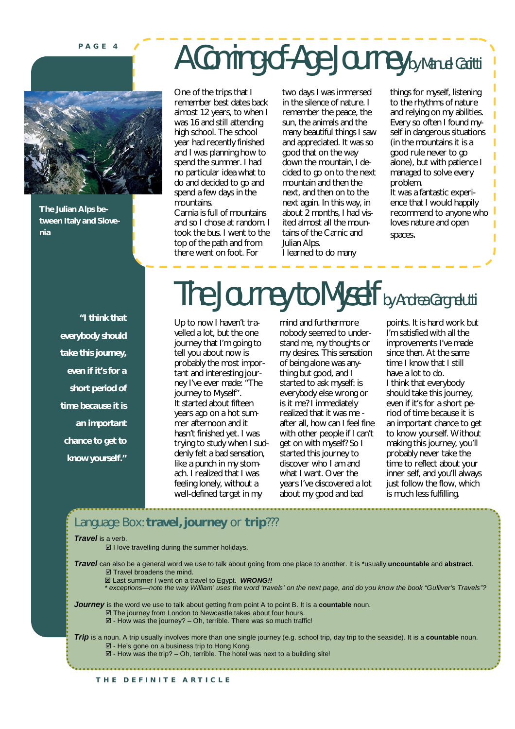# A Coming-of-Age Journey

by Manuel Caritti

One of the trips that I remember best dates back almost 12 years, to when I was 16 and still attending high school. The school year had recently finished and I was planning how to spend the summer. I had no particular idea what to do and decided to go and spend a few days in the mountains.

Carnia is full of mountains and so I chose at random. I took the bus. I went to the top of the path and from there went on foot. For two days I was immersed in the silence of nature. I remember the peace, the sun, the animals and the many beautiful things I saw and appreciated. It was so good that on the way down the mountain, I decided to go on to the next mountain and then the next, and then on to the next again. In this way, in about 2 months, I had visited almost all the mountains of the Carnic and Julian Alps.

I learned to do many things for myself, listening to the rhythms of nature and relying on my abilities. Every so often I found myself in dangerous situations (in the mountains it is a good rule never to go alone), but with patience I managed to solve every problem.

It was a fantastic experience that I would happily recommend to anyone who loves nature and open spaces.

The Julian Alps between Italy and Slovenia

# The Journey to Myself

by Andrea Cargnelutti

Up to now I haven't travelled a lot, but the one journey that I'm going to tell you about now is probably the most important and interesting journey I've ever made: "The journey to Myself".

It started about fifteen years ago on a hot summer afternoon and it hasn't finished yet. I was trying to study when I suddenly felt a bad sensation, like a punch in my stomach. I realized that I was feeling lonely, without a well-defined target in my mind and furthermore nobody seemed to understand me, my thoughts or my desires. This sensation of being alone was anything but good, and I started to ask myself: is everybody else wrong or is it me? I immediately realized that it was me - after all, how can I feel fine with other people if I can't get on with myself? So I started this journey to discover who I am and what I want. Over the years I've discovered a lot about my good and bad points. It is hard work but I'm satisfied with all the improvements I've made since then. At the same time I know that I still have a lot to do.

I think that everybody should take this journey, even if it's for a short period of time because it is an important chance to get to know yourself. Without making this journey, you'll probably never take the time to reflect about your inner self, and you'll always just follow the flow, which is much less fulfilling.

**"I think that everybody should take this journey, even if it's for a short period of time because it is an important chance to get to know yourself."**

## Language Box: **travel, journey** or **trip**???

***Travel*** is a verb.

☑ I love travelling during the summer holidays.

***Travel*** can also be a general word we use to talk about going from one place to another. It is \*usually **uncountable** and **abstract**.

☑ Travel broadens the mind.

☒ Last summer I went on a travel to Egypt. ***WRONG!!***

*\* exceptions—note the way William' uses the word 'travels' on the next page, and do you know the book "Gulliver's Travels"?*

***Journey*** is the word we use to talk about getting from point A to point B. It is a **countable** noun.

☑ The journey from London to Newcastle takes about four hours.

☑ - How was the journey? – Oh, terrible. There was so much traffic!

***Trip*** is a noun. A trip usually involves more than one single journey (e.g. school trip, day trip to the seaside). It is a **countable** noun.

☑ - He's gone on a business trip to Hong Kong.

☑ - How was the trip? – Oh, terrible. The hotel was next to a building site!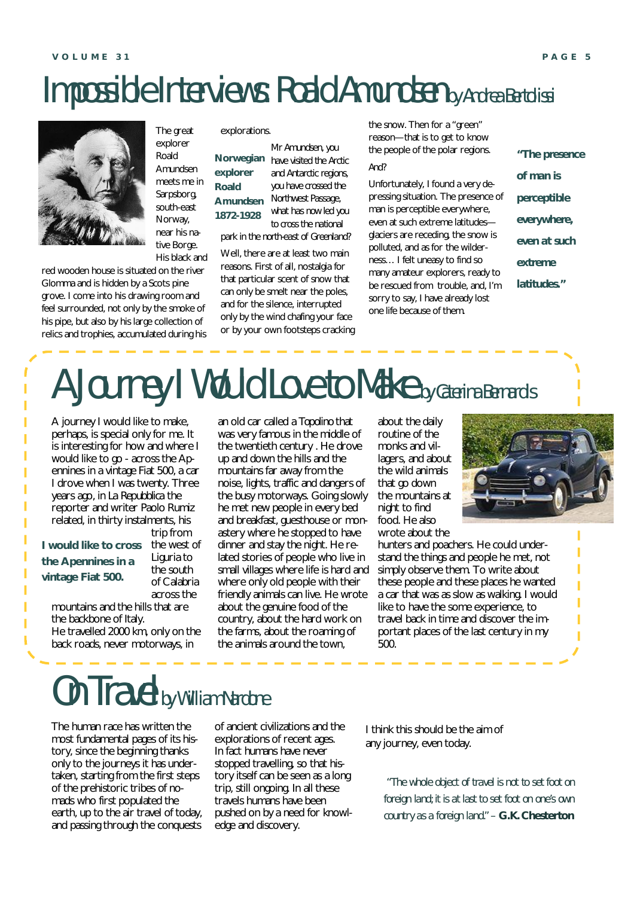# Impossible Interviews: Roald Amundsen *by Andrea Bertolissi*

The great explorer Roald Amundsen meets me in Sarpsborg, south-east Norway, near his native Borge. His black and red wooden house is situated on the river Glomma and is hidden by a Scots pine grove. I come into his drawing room and feel surrounded, not only by the smoke of his pipe, but also by his large collection of relics and trophies, accumulated during his explorations.

**Norwegian explorer Roald Amundsen 1872-1928**

Mr Amundsen, you have visited the Arctic and Antarctic regions, you have crossed the Northwest Passage, what has now led you to cross the national park in the north-east of Greenland?

Well, there are at least two main reasons. First of all, nostalgia for that particular scent of snow that can only be smelt near the poles, and for the silence, interrupted only by the wind chafing your face or by your own footsteps cracking the snow. Then for a "green" reason—that is to get to know the people of the polar regions.

And?

Unfortunately, I found a very depressing situation. The presence of man is perceptible everywhere, even at such extreme latitudes—glaciers are receding, the snow is polluted, and as for the wilderness… I felt uneasy to find so many amateur explorers, ready to be rescued from trouble, and, I'm sorry to say, I have already lost one life because of them.

**"The presence of man is perceptible everywhere, even at such extreme latitudes."**

# A Journey I Would Love to Make *by Caterina Bernardis*

A journey I would like to make, perhaps, is special only for me. It is interesting for how and where I would like to go - across the Apennines in a vintage Fiat 500, a car I drove when I was twenty. Three years ago, in La Repubblica the reporter and writer Paolo Rumiz related, in thirty instalments, his trip from the west of Liguria to the south of Calabria across the mountains and the hills that are the backbone of Italy.

**I would like to cross the Apennines in a vintage Fiat 500.**

He travelled 2000 km, only on the back roads, never motorways, in an old car called a Topolino that was very famous in the middle of the twentieth century . He drove up and down the hills and the mountains far away from the noise, lights, traffic and dangers of the busy motorways. Going slowly he met new people in every bed and breakfast, guesthouse or monastery where he stopped to have dinner and stay the night. He related stories of people who live in small villages where life is hard and where only old people with their friendly animals can live. He wrote about the genuine food of the country, about the hard work on the farms, about the roaming of the animals around the town, about the daily routine of the monks and villagers, and about the wild animals that go down the mountains at night to find food. He also wrote about the hunters and poachers. He could understand the things and people he met, not simply observe them. To write about these people and these places he wanted a car that was as slow as walking. I would like to have the some experience, to travel back in time and discover the important places of the last century in my 500.

# On Travel *by William Nardone*

The human race has written the most fundamental pages of its history, since the beginning thanks only to the journeys it has undertaken, starting from the first steps of the prehistoric tribes of nomads who first populated the earth, up to the air travel of today, and passing through the conquests of ancient civilizations and the explorations of recent ages. In fact humans have never stopped travelling, so that history itself can be seen as a long trip, still ongoing. In all these travels humans have been pushed on by a need for knowledge and discovery.

I think this should be the aim of any journey, even today.

> "The whole object of travel is not to set foot on foreign land; it is at last to set foot on one's own country as a foreign land." – **G.K. Chesterton**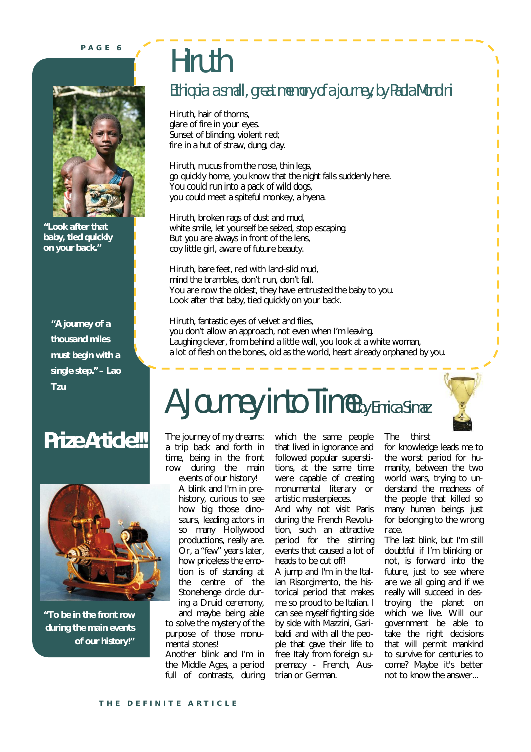# Hiruth

## Ethiopia a small, great memory of a journey, by Paola Mondini

Hiruth, hair of thorns,
glare of fire in your eyes.
Sunset of blinding, violent red;
fire in a hut of straw, dung, clay.

Hiruth, mucus from the nose, thin legs,
go quickly home, you know that the night falls suddenly here.
You could run into a pack of wild dogs,
you could meet a spiteful monkey, a hyena.

Hiruth, broken rags of dust and mud,
white smile, let yourself be seized, stop escaping.
But you are always in front of the lens,
coy little girl, aware of future beauty.

Hiruth, bare feet, red with land-slid mud,
mind the brambles, don't run, don't fall.
You are now the oldest, they have entrusted the baby to you.
Look after that baby, tied quickly on your back.

Hiruth, fantastic eyes of velvet and flies,
you don't allow an approach, not even when I'm leaving.
Laughing clever, from behind a little wall, you look at a white woman,
a lot of flesh on the bones, old as the world, heart already orphaned by you.

**"Look after that baby, tied quickly on your back."**

**"A journey of a thousand miles must begin with a single step." – Lao Tzu**

**Prize Article!!!**

# A Journey into Time by Enrica Sinaz

The journey of my dreams: a trip back and forth in time, being in the front row during the main events of our history!

A blink and I'm in pre-history, curious to see how big those dinosaurs, leading actors in so many Hollywood productions, really are. Or, a "few" years later, how priceless the emotion is of standing at the centre of the Stonehenge circle during a Druid ceremony, and maybe being able to solve the mystery of the purpose of those monumental stones!

Another blink and I'm in the Middle Ages, a period full of contrasts, during which the same people that lived in ignorance and followed popular superstitions, at the same time were capable of creating monumental literary or artistic masterpieces.

And why not visit Paris during the French Revolution, such an attractive period for the stirring events that caused a lot of heads to be cut off!

A jump and I'm in the Italian Risorgimento, the historical period that makes me so proud to be Italian. I can see myself fighting side by side with Mazzini, Garibaldi and with all the people that gave their life to free Italy from foreign supremacy - French, Austrian or German.

The thirst for knowledge leads me to the worst period for humanity, between the two world wars, trying to understand the madness of the people that killed so many human beings just for belonging to the wrong race.

The last blink, but I'm still doubtful if I'm blinking or not, is forward into the future, just to see where are we all going and if we really will succeed in destroying the planet on which we live. Will our government be able to take the right decisions that will permit mankind to survive for centuries to come? Maybe it's better not to know the answer...

**"To be in the front row during the main events of our history!"**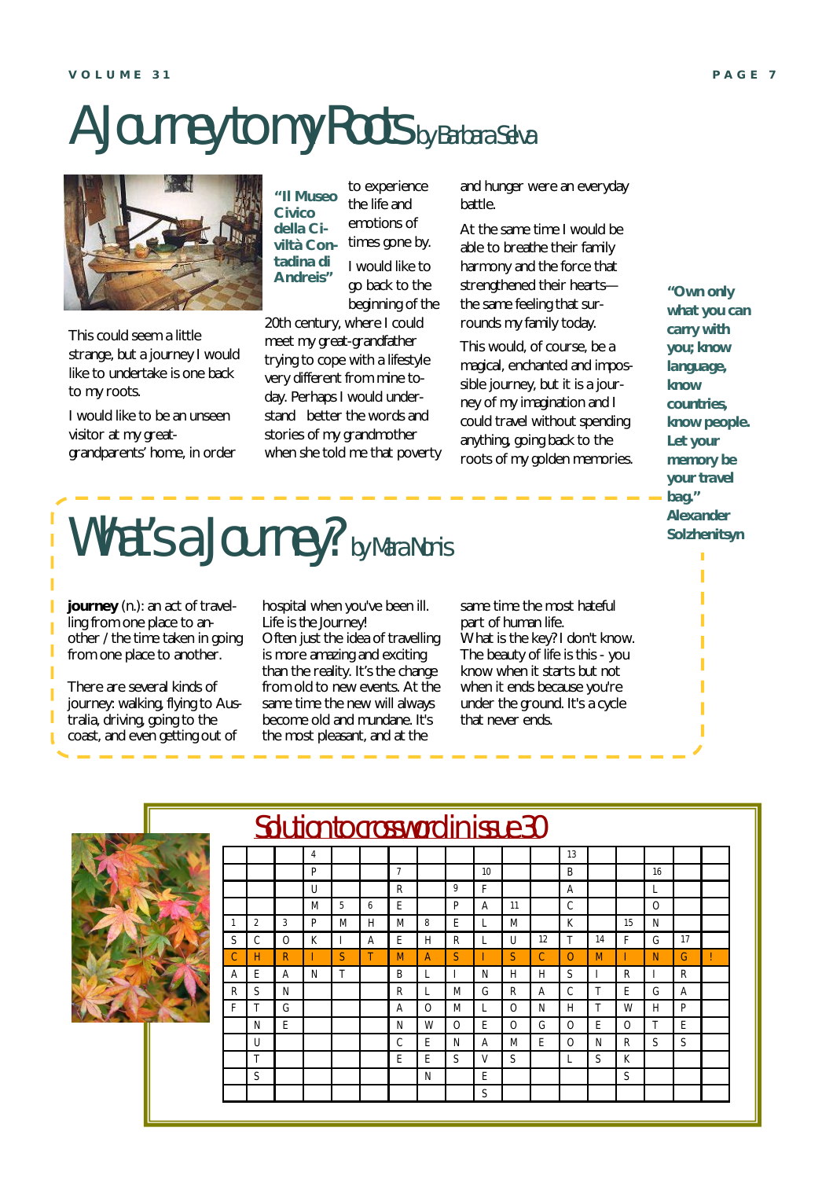# A Journey to my Roots *by Barbara Selva*

**"Il Museo Civico della Civiltà Contadina di Andreis"**

This could seem a little strange, but a journey I would like to undertake is one back to my roots.

I would like to be an unseen visitor at my great-grandparents' home, in order to experience the life and emotions of times gone by.

I would like to go back to the beginning of the 20th century, where I could meet my great-grandfather trying to cope with a lifestyle very different from mine today. Perhaps I would understand better the words and stories of my grandmother when she told me that poverty and hunger were an everyday battle.

At the same time I would be able to breathe their family harmony and the force that strengthened their hearts—the same feeling that surrounds my family today.

This would, of course, be a magical, enchanted and impossible journey, but it is a journey of my imagination and I could travel without spending anything, going back to the roots of my golden memories.

**"Own only what you can carry with you; know language, know countries, know people. Let your memory be your travel bag." Alexander Solzhenitsyn**

# What's a Journey? *by Mara Noris*

**journey** (n.): an act of travelling from one place to another / the time taken in going from one place to another.

There are several kinds of journey: walking, flying to Australia, driving, going to the coast, and even getting out of hospital when you've been ill. Life is the Journey!
Often just the idea of travelling is more amazing and exciting than the reality. It's the change from old to new events. At the same time the new will always become old and mundane. It's the most pleasant, and at the same time the most hateful part of human life.
What is the key? I don't know. The beauty of life is this - you know when it starts but not when it ends because you're under the ground. It's a cycle that never ends.

## Solution to crossword in issue 30

| | | | 4 | | | | | | | | | 13 | | | | | |
|---|---|---|---|---|---|---|---|---|---|---|---|---|---|---|---|---|---|
| | | | P | | | 7 | | | 10 | | | B | | | 16 | | |
| | | | U | | | R | | 9 | F | | | A | | | L | | |
| | | | M | 5 | 6 | E | | P | A | 11 | | C | | | O | | |
| 1 | 2 | 3 | P | M | H | M | 8 | E | L | M | | K | | 15 | N | | |
| S | C | O | K | I | A | E | H | R | L | U | 12 | T | 14 | F | G | 17 | |
| C | H | R | I | S | T | M | A | S | I | S | C | O | M | I | N | G | ! |
| A | E | A | N | T | | B | L | I | N | H | H | S | I | R | I | R | |
| R | S | N | | | | R | L | M | G | R | A | C | T | E | G | A | |
| F | T | G | | | | A | O | M | L | O | N | H | T | W | H | P | |
| | N | E | | | | N | W | O | E | O | G | O | E | O | T | E | |
| | U | | | | | C | E | N | A | M | E | O | N | R | S | S | |
| | T | | | | | E | E | S | V | S | | L | S | K | | | |
| | S | | | | | | N | | E | | | | | S | | | |
| | | | | | | | | | S | | | | | | | | |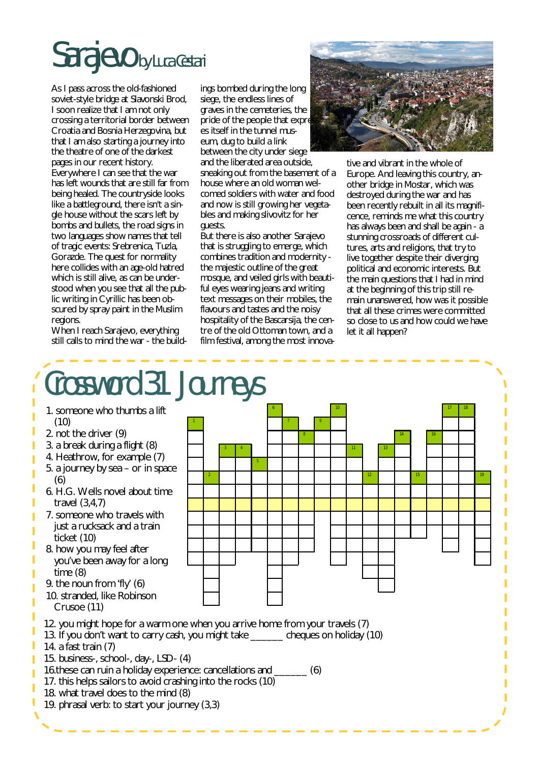# Sarajevo by Luca Cestari

As I pass across the old-fashioned soviet-style bridge at Slavonski Brod, I soon realize that I am not only crossing a territorial border between Croatia and Bosnia Herzegovina, but that I am also starting a journey into the theatre of one of the darkest pages in our recent history.
Everywhere I can see that the war has left wounds that are still far from being healed. The countryside looks like a battleground, there isn't a single house without the scars left by bombs and bullets, the road signs in two languages show names that tell of tragic events: Srebrenica, Tuzla, Gorazde. The quest for normality here collides with an age-old hatred which is still alive, as can be understood when you see that all the public writing in Cyrillic has been obscured by spray paint in the Muslim regions.
When I reach Sarajevo, everything still calls to mind the war - the buildings bombed during the long siege, the endless lines of graves in the cemeteries, the pride of the people that expresses itself in the tunnel museum, dug to build a link between the city under siege and the liberated area outside, sneaking out from the basement of a house where an old woman welcomed soldiers with water and food and now is still growing her vegetables and making slivovitz for her guests.
But there is also another Sarajevo that is struggling to emerge, which combines tradition and modernity - the majestic outline of the great mosque, and veiled girls with beautiful eyes wearing jeans and writing text messages on their mobiles, the flavours and tastes and the noisy hospitality of the Bascarsija, the centre of the old Ottoman town, and a film festival, among the most innovative and vibrant in the whole of Europe. And leaving this country, another bridge in Mostar, which was destroyed during the war and has been recently rebuilt in all its magnificence, reminds me what this country has always been and shall be again - a stunning crossroads of different cultures, arts and religions, that try to live together despite their diverging political and economic interests. But the main questions that I had in mind at the beginning of this trip still remain unanswered, how was it possible that all these crimes were committed so close to us and how could we have let it all happen?

# Crossword 31 Journeys

1. someone who thumbs a lift (10)
2. not the driver (9)
3. a break during a flight (8)
4. Heathrow, for example (7)
5. a journey by sea – or in space (6)
6. H.G. Wells novel about time travel (3,4,7)
7. someone who travels with just a rucksack and a train ticket (10)
8. how you may feel after you've been away for a long time (8)
9. the noun from 'fly' (6)
10. stranded, like Robinson Crusoe (11)
12. you might hope for a warm one when you arrive home from your travels (7)
13. If you don't want to carry cash, you might take ______ cheques on holiday (10)
14. a fast train (7)
15. business-, school-, day-, LSD- (4)
16. these can ruin a holiday experience: cancellations and ______ (6)
17. this helps sailors to avoid crashing into the rocks (10)
18. what travel does to the mind (8)
19. phrasal verb: to start your journey (3,3)